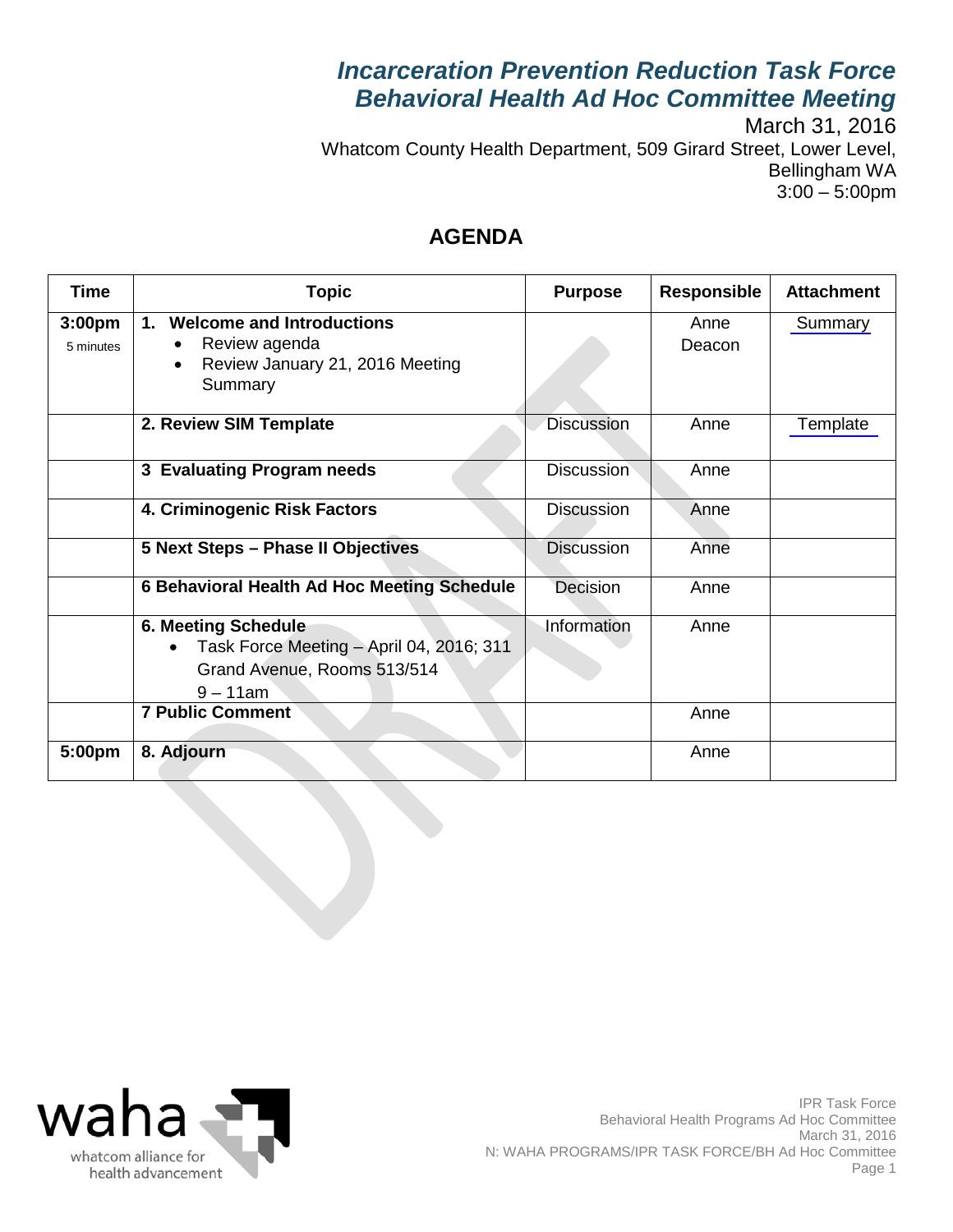# *Incarceration Prevention Reduction Task Force*
# *Behavioral Health Ad Hoc Committee Meeting*

March 31, 2016
Whatcom County Health Department, 509 Girard Street, Lower Level,
Bellingham WA
3:00 – 5:00pm

## AGENDA

| Time | Topic | Purpose | Responsible | Attachment |
|---|---|---|---|---|
| **3:00pm** 5 minutes | **1. Welcome and Introductions**<br>• Review agenda<br>• Review January 21, 2016 Meeting Summary | | Anne Deacon | Summary |
| | **2. Review SIM Template** | Discussion | Anne | Template |
| | **3 Evaluating Program needs** | Discussion | Anne | |
| | **4. Criminogenic Risk Factors** | Discussion | Anne | |
| | **5 Next Steps – Phase II Objectives** | Discussion | Anne | |
| | **6 Behavioral Health Ad Hoc Meeting Schedule** | Decision | Anne | |
| | **6. Meeting Schedule**<br>• Task Force Meeting – April 04, 2016; 311 Grand Avenue, Rooms 513/514 9 – 11am | Information | Anne | |
| | **7 Public Comment** | | Anne | |
| **5:00pm** | **8. Adjourn** | | Anne | |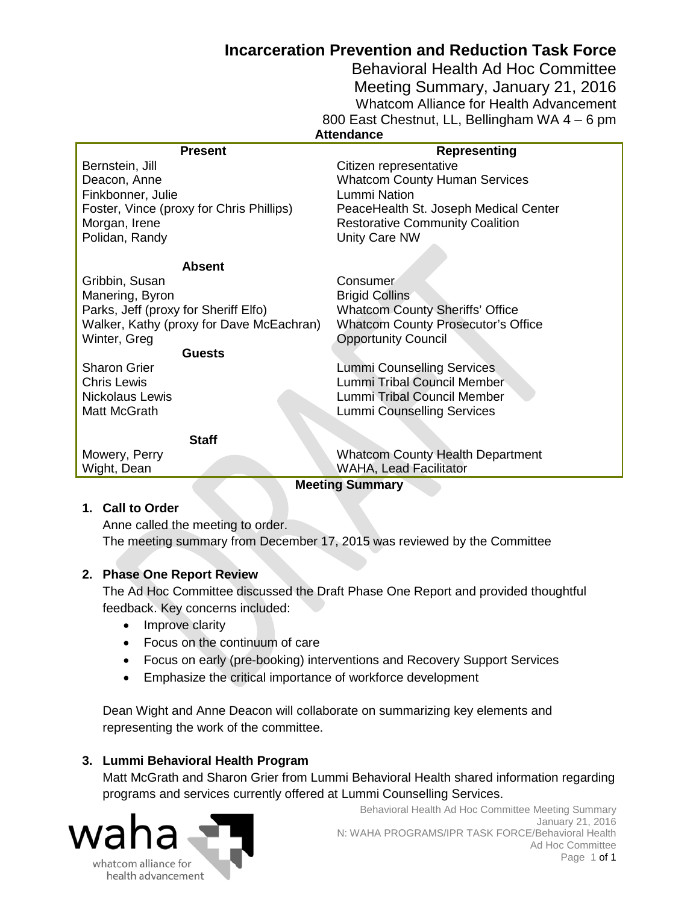# Incarceration Prevention and Reduction Task Force

## Behavioral Health Ad Hoc Committee

Meeting Summary, January 21, 2016

Whatcom Alliance for Health Advancement

800 East Chestnut, LL, Bellingham WA 4 – 6 pm

**Attendance**

| Present | Representing |
|---|---|
| Bernstein, Jill | Citizen representative |
| Deacon, Anne | Whatcom County Human Services |
| Finkbonner, Julie | Lummi Nation |
| Foster, Vince (proxy for Chris Phillips) | PeaceHealth St. Joseph Medical Center |
| Morgan, Irene | Restorative Community Coalition |
| Polidan, Randy | Unity Care NW |
| **Absent** | |
| Gribbin, Susan | Consumer |
| Manering, Byron | Brigid Collins |
| Parks, Jeff (proxy for Sheriff Elfo) | Whatcom County Sheriffs' Office |
| Walker, Kathy (proxy for Dave McEachran) | Whatcom County Prosecutor's Office |
| Winter, Greg | Opportunity Council |
| **Guests** | |
| Sharon Grier | Lummi Counselling Services |
| Chris Lewis | Lummi Tribal Council Member |
| Nickolaus Lewis | Lummi Tribal Council Member |
| Matt McGrath | Lummi Counselling Services |
| **Staff** | |
| Mowery, Perry | Whatcom County Health Department |
| Wight, Dean | WAHA, Lead Facilitator |

**Meeting Summary**

1. **Call to Order**

   Anne called the meeting to order.
   The meeting summary from December 17, 2015 was reviewed by the Committee

2. **Phase One Report Review**

   The Ad Hoc Committee discussed the Draft Phase One Report and provided thoughtful feedback. Key concerns included:

   - Improve clarity
   - Focus on the continuum of care
   - Focus on early (pre-booking) interventions and Recovery Support Services
   - Emphasize the critical importance of workforce development

   Dean Wight and Anne Deacon will collaborate on summarizing key elements and representing the work of the committee.

3. **Lummi Behavioral Health Program**

   Matt McGrath and Sharon Grier from Lummi Behavioral Health shared information regarding programs and services currently offered at Lummi Counselling Services.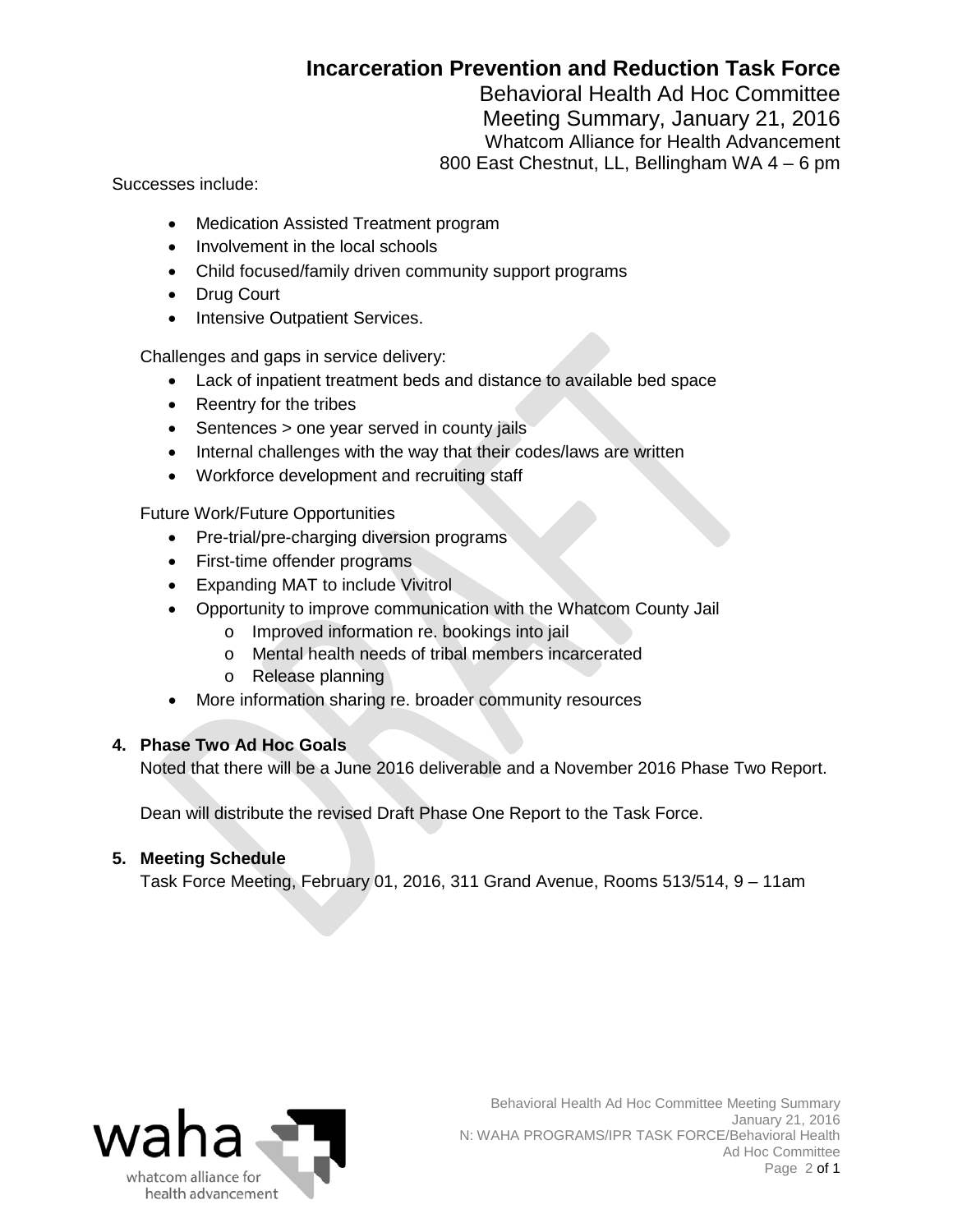Successes include:

- Medication Assisted Treatment program
- Involvement in the local schools
- Child focused/family driven community support programs
- Drug Court
- Intensive Outpatient Services.

Challenges and gaps in service delivery:

- Lack of inpatient treatment beds and distance to available bed space
- Reentry for the tribes
- Sentences > one year served in county jails
- Internal challenges with the way that their codes/laws are written
- Workforce development and recruiting staff

Future Work/Future Opportunities

- Pre-trial/pre-charging diversion programs
- First-time offender programs
- Expanding MAT to include Vivitrol
- Opportunity to improve communication with the Whatcom County Jail
    - Improved information re. bookings into jail
    - Mental health needs of tribal members incarcerated
    - Release planning
- More information sharing re. broader community resources

**4. Phase Two Ad Hoc Goals**

Noted that there will be a June 2016 deliverable and a November 2016 Phase Two Report.

Dean will distribute the revised Draft Phase One Report to the Task Force.

**5. Meeting Schedule**

Task Force Meeting, February 01, 2016, 311 Grand Avenue, Rooms 513/514, 9 – 11am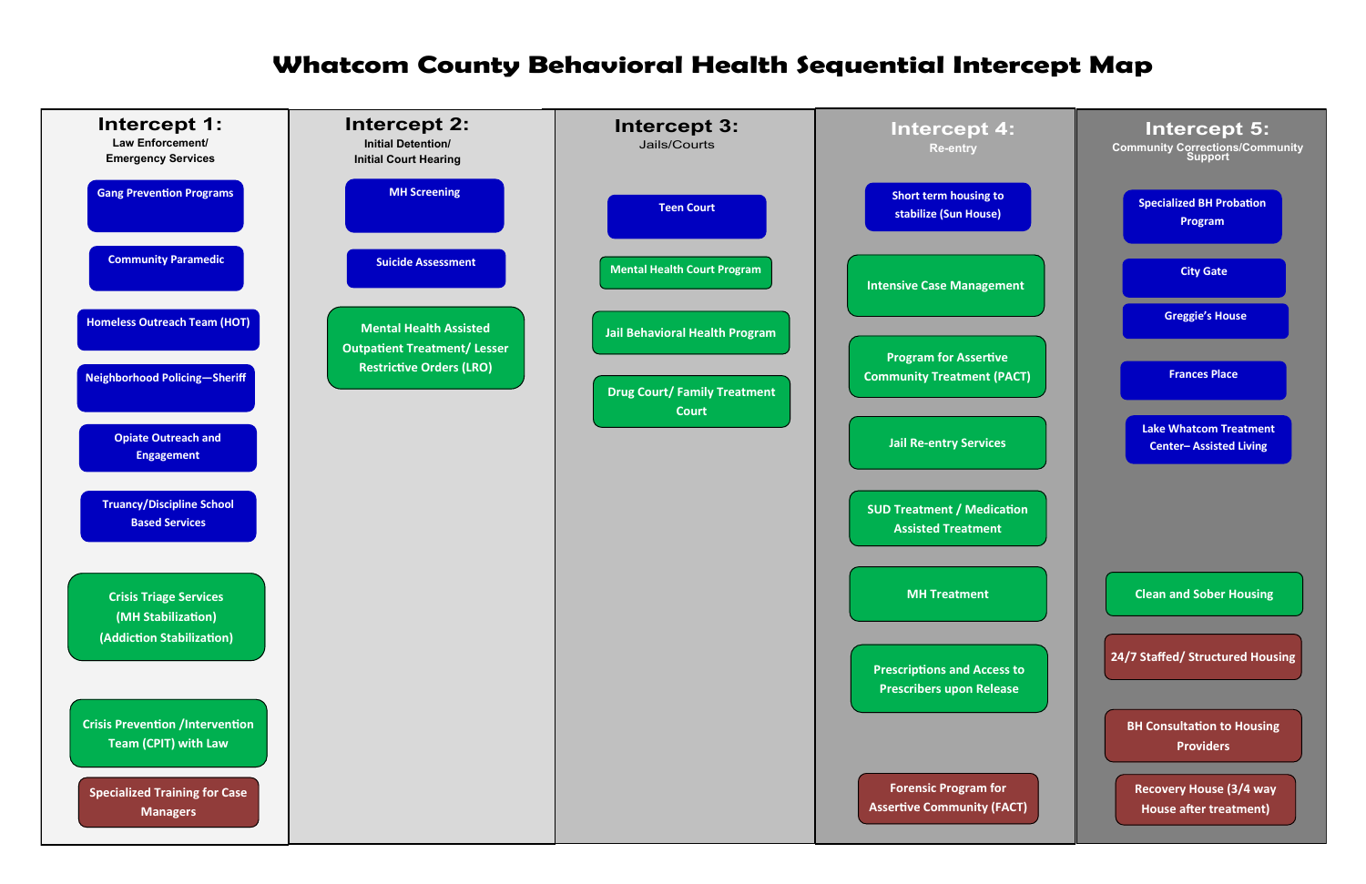# Whatcom County Behavioral Health Sequential Intercept Map

## Intercept 1:
**Law Enforcement/ Emergency Services**

- Gang Prevention Programs
- Community Paramedic
- Homeless Outreach Team (HOT)
- Neighborhood Policing—Sheriff
- Opiate Outreach and Engagement
- Truancy/Discipline School Based Services
- Crisis Triage Services (MH Stabilization) (Addiction Stabilization)
- Crisis Prevention /Intervention Team (CPIT) with Law
- Specialized Training for Case Managers

## Intercept 2:
**Initial Detention/ Initial Court Hearing**

- MH Screening
- Suicide Assessment
- Mental Health Assisted Outpatient Treatment/ Lesser Restrictive Orders (LRO)

## Intercept 3:
**Jails/Courts**

- Teen Court
- Mental Health Court Program
- Jail Behavioral Health Program
- Drug Court/ Family Treatment Court

## Intercept 4:
**Re-entry**

- Short term housing to stabilize (Sun House)
- Intensive Case Management
- Program for Assertive Community Treatment (PACT)
- Jail Re-entry Services
- SUD Treatment / Medication Assisted Treatment
- MH Treatment
- Prescriptions and Access to Prescribers upon Release
- Forensic Program for Assertive Community (FACT)

## Intercept 5:
**Community Corrections/Community Support**

- Specialized BH Probation Program
- City Gate
- Greggie's House
- Frances Place
- Lake Whatcom Treatment Center– Assisted Living
- Clean and Sober Housing
- 24/7 Staffed/ Structured Housing
- BH Consultation to Housing Providers
- Recovery House (3/4 way House after treatment)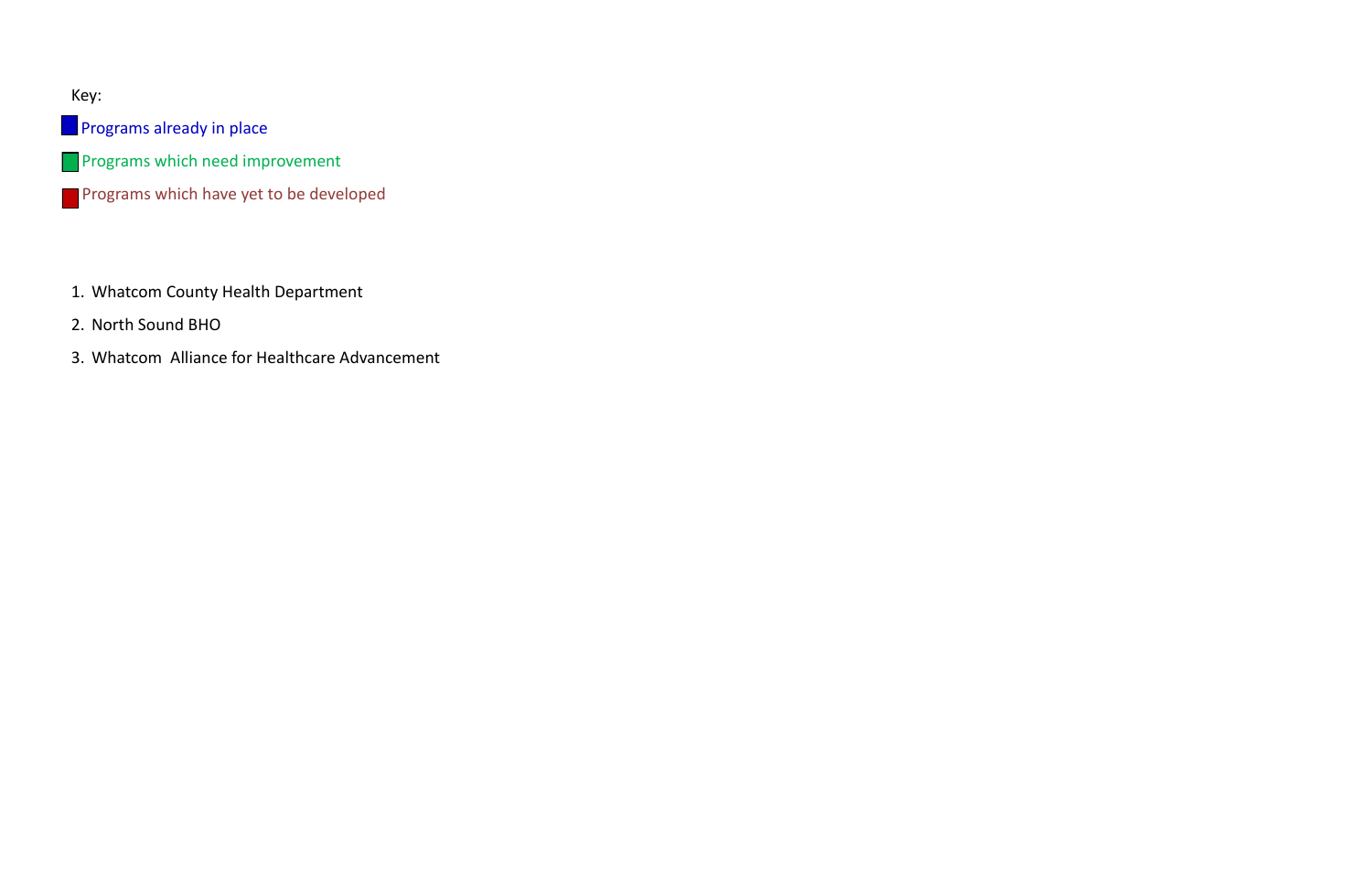Key:

- Programs already in place
- Programs which need improvement
- Programs which have yet to be developed

1. Whatcom County Health Department
2. North Sound BHO
3. Whatcom  Alliance for Healthcare Advancement